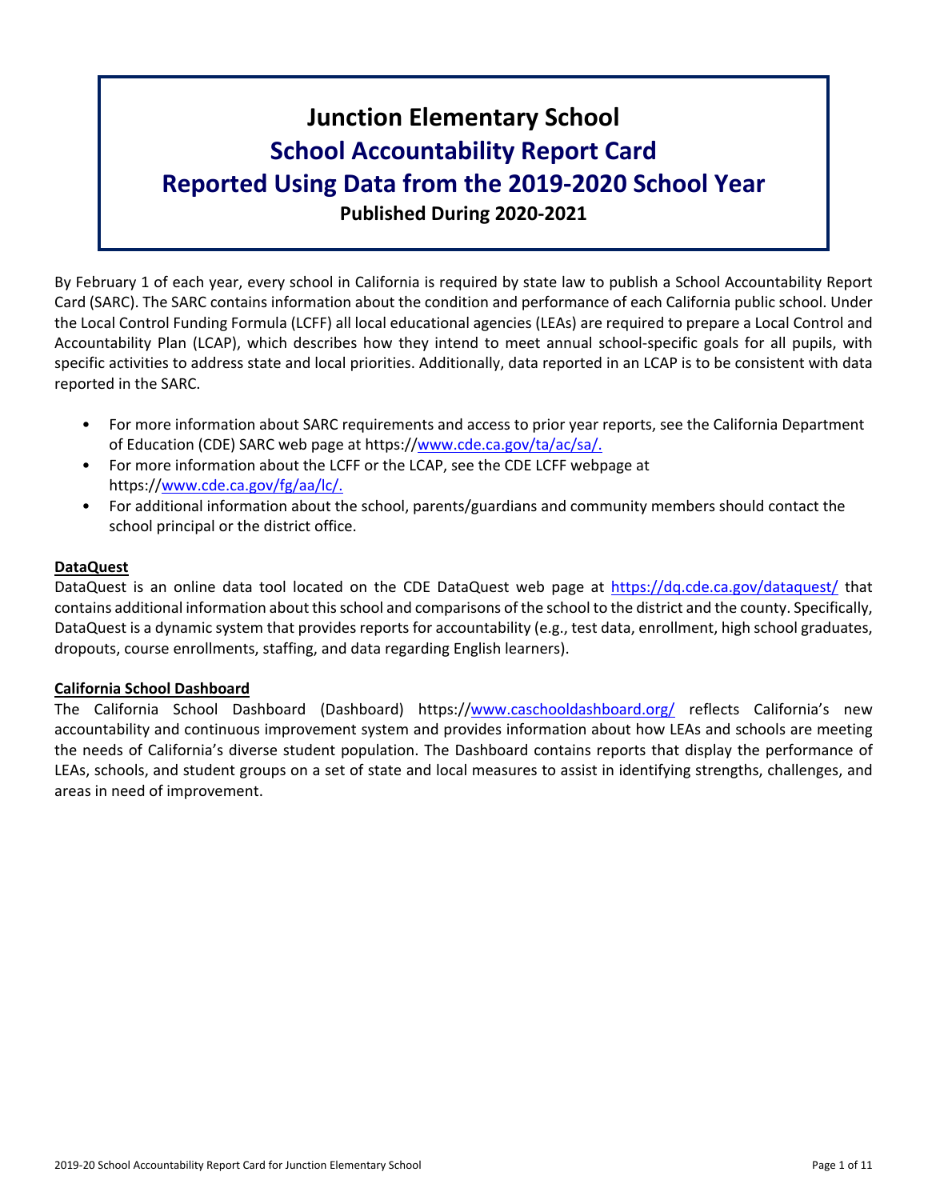# Junction Elementary School

## School Accountability Report Card

## Reported Using Data from the 2019-2020 School Year

**Published During 2020-2021**

By February 1 of each year, every school in California is required by state law to publish a School Accountability Report Card (SARC). The SARC contains information about the condition and performance of each California public school. Under the Local Control Funding Formula (LCFF) all local educational agencies (LEAs) are required to prepare a Local Control and Accountability Plan (LCAP), which describes how they intend to meet annual school-specific goals for all pupils, with specific activities to address state and local priorities. Additionally, data reported in an LCAP is to be consistent with data reported in the SARC.

- For more information about SARC requirements and access to prior year reports, see the California Department of Education (CDE) SARC web page at https://www.cde.ca.gov/ta/ac/sa/.
- For more information about the LCFF or the LCAP, see the CDE LCFF webpage at https://www.cde.ca.gov/fg/aa/lc/.
- For additional information about the school, parents/guardians and community members should contact the school principal or the district office.

**DataQuest**

DataQuest is an online data tool located on the CDE DataQuest web page at https://dq.cde.ca.gov/dataquest/ that contains additional information about this school and comparisons of the school to the district and the county. Specifically, DataQuest is a dynamic system that provides reports for accountability (e.g., test data, enrollment, high school graduates, dropouts, course enrollments, staffing, and data regarding English learners).

**California School Dashboard**

The California School Dashboard (Dashboard) https://www.caschooldashboard.org/ reflects California's new accountability and continuous improvement system and provides information about how LEAs and schools are meeting the needs of California's diverse student population. The Dashboard contains reports that display the performance of LEAs, schools, and student groups on a set of state and local measures to assist in identifying strengths, challenges, and areas in need of improvement.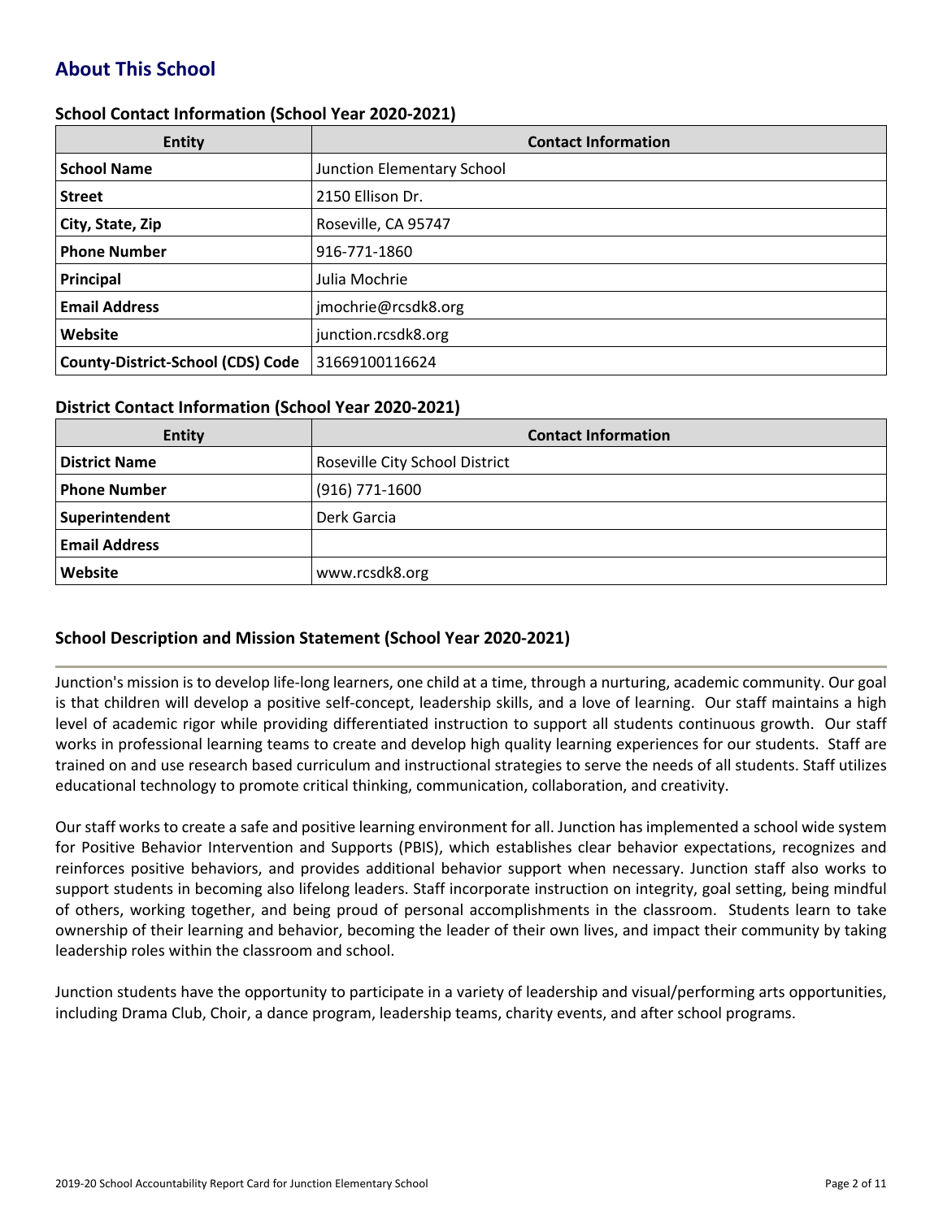## About This School

### School Contact Information (School Year 2020-2021)

| Entity | Contact Information |
|---|---|
| **School Name** | Junction Elementary School |
| **Street** | 2150 Ellison Dr. |
| **City, State, Zip** | Roseville, CA 95747 |
| **Phone Number** | 916-771-1860 |
| **Principal** | Julia Mochrie |
| **Email Address** | jmochrie@rcsdk8.org |
| **Website** | junction.rcsdk8.org |
| **County-District-School (CDS) Code** | 31669100116624 |

### District Contact Information (School Year 2020-2021)

| Entity | Contact Information |
|---|---|
| **District Name** | Roseville City School District |
| **Phone Number** | (916) 771-1600 |
| **Superintendent** | Derk Garcia |
| **Email Address** | |
| **Website** | www.rcsdk8.org |

### School Description and Mission Statement (School Year 2020-2021)

Junction's mission is to develop life-long learners, one child at a time, through a nurturing, academic community. Our goal is that children will develop a positive self-concept, leadership skills, and a love of learning. Our staff maintains a high level of academic rigor while providing differentiated instruction to support all students continuous growth. Our staff works in professional learning teams to create and develop high quality learning experiences for our students. Staff are trained on and use research based curriculum and instructional strategies to serve the needs of all students. Staff utilizes educational technology to promote critical thinking, communication, collaboration, and creativity.

Our staff works to create a safe and positive learning environment for all. Junction has implemented a school wide system for Positive Behavior Intervention and Supports (PBIS), which establishes clear behavior expectations, recognizes and reinforces positive behaviors, and provides additional behavior support when necessary. Junction staff also works to support students in becoming also lifelong leaders. Staff incorporate instruction on integrity, goal setting, being mindful of others, working together, and being proud of personal accomplishments in the classroom. Students learn to take ownership of their learning and behavior, becoming the leader of their own lives, and impact their community by taking leadership roles within the classroom and school.

Junction students have the opportunity to participate in a variety of leadership and visual/performing arts opportunities, including Drama Club, Choir, a dance program, leadership teams, charity events, and after school programs.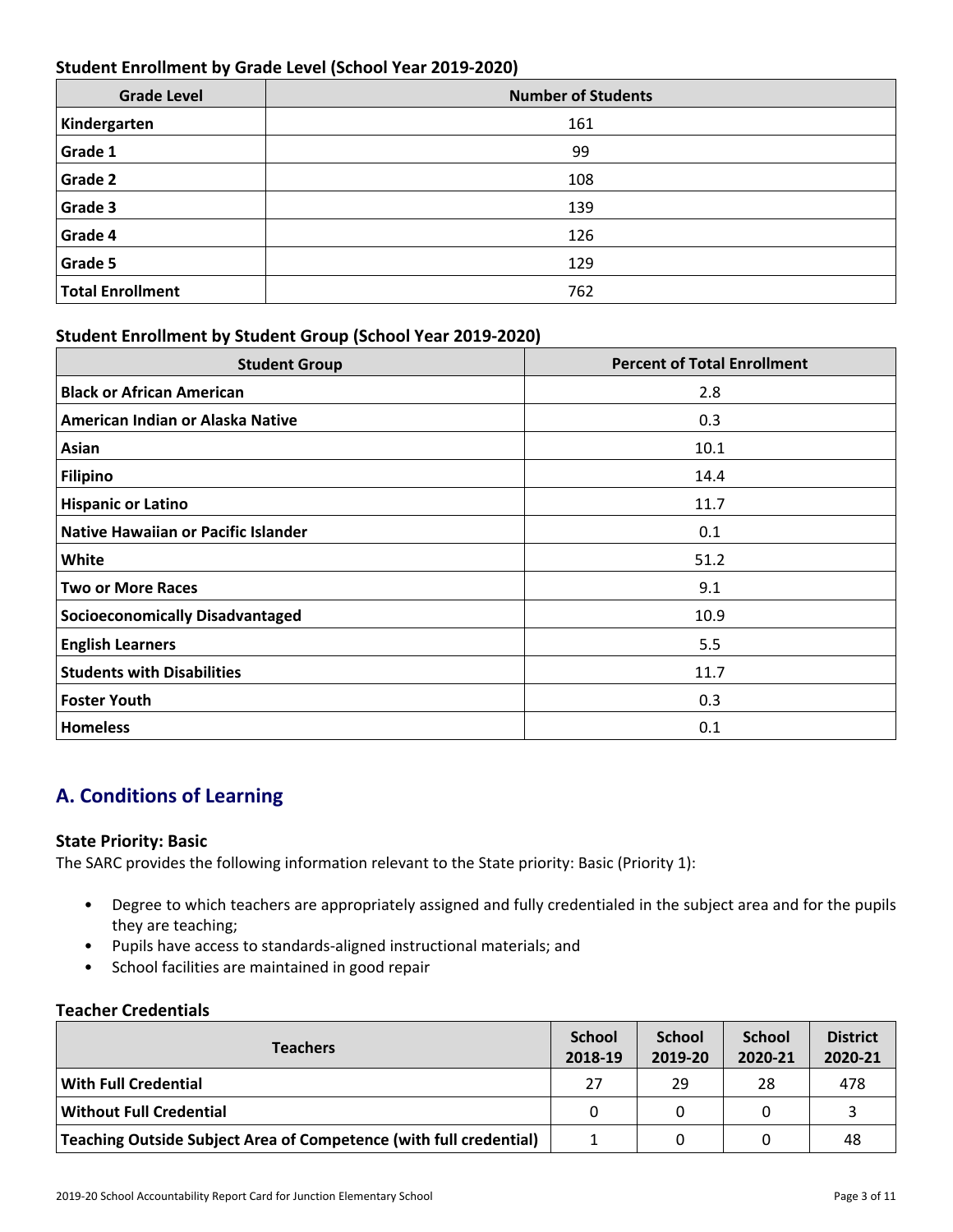### Student Enrollment by Grade Level (School Year 2019-2020)

| Grade Level | Number of Students |
|---|---|
| **Kindergarten** | 161 |
| **Grade 1** | 99 |
| **Grade 2** | 108 |
| **Grade 3** | 139 |
| **Grade 4** | 126 |
| **Grade 5** | 129 |
| **Total Enrollment** | 762 |

### Student Enrollment by Student Group (School Year 2019-2020)

| Student Group | Percent of Total Enrollment |
|---|---|
| **Black or African American** | 2.8 |
| **American Indian or Alaska Native** | 0.3 |
| **Asian** | 10.1 |
| **Filipino** | 14.4 |
| **Hispanic or Latino** | 11.7 |
| **Native Hawaiian or Pacific Islander** | 0.1 |
| **White** | 51.2 |
| **Two or More Races** | 9.1 |
| **Socioeconomically Disadvantaged** | 10.9 |
| **English Learners** | 5.5 |
| **Students with Disabilities** | 11.7 |
| **Foster Youth** | 0.3 |
| **Homeless** | 0.1 |

## A. Conditions of Learning

### State Priority: Basic

The SARC provides the following information relevant to the State priority: Basic (Priority 1):

- Degree to which teachers are appropriately assigned and fully credentialed in the subject area and for the pupils they are teaching;
- Pupils have access to standards-aligned instructional materials; and
- School facilities are maintained in good repair

### Teacher Credentials

| Teachers | School 2018-19 | School 2019-20 | School 2020-21 | District 2020-21 |
|---|---|---|---|---|
| **With Full Credential** | 27 | 29 | 28 | 478 |
| **Without Full Credential** | 0 | 0 | 0 | 3 |
| **Teaching Outside Subject Area of Competence (with full credential)** | 1 | 0 | 0 | 48 |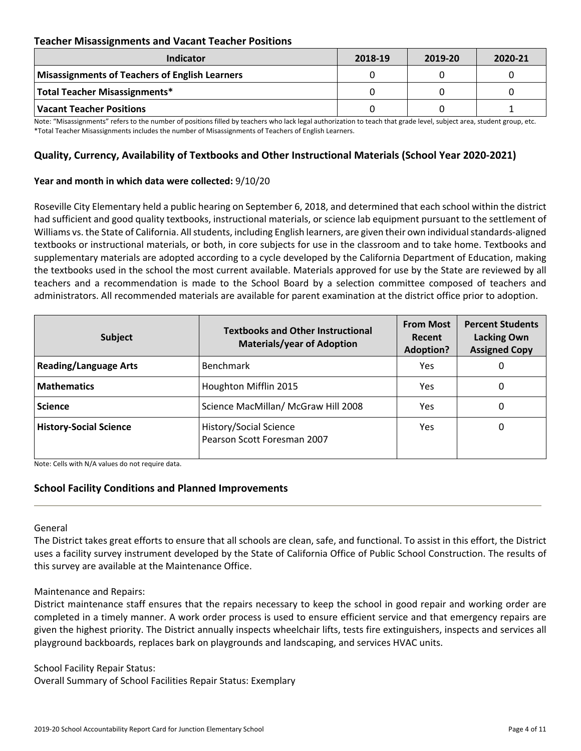### Teacher Misassignments and Vacant Teacher Positions

| Indicator | 2018-19 | 2019-20 | 2020-21 |
|---|---|---|---|
| **Misassignments of Teachers of English Learners** | 0 | 0 | 0 |
| **Total Teacher Misassignments*** | 0 | 0 | 0 |
| **Vacant Teacher Positions** | 0 | 0 | 1 |

Note: "Misassignments" refers to the number of positions filled by teachers who lack legal authorization to teach that grade level, subject area, student group, etc.
*Total Teacher Misassignments includes the number of Misassignments of Teachers of English Learners.

### Quality, Currency, Availability of Textbooks and Other Instructional Materials (School Year 2020-2021)

**Year and month in which data were collected:** 9/10/20

Roseville City Elementary held a public hearing on September 6, 2018, and determined that each school within the district had sufficient and good quality textbooks, instructional materials, or science lab equipment pursuant to the settlement of Williams vs. the State of California. All students, including English learners, are given their own individual standards-aligned textbooks or instructional materials, or both, in core subjects for use in the classroom and to take home. Textbooks and supplementary materials are adopted according to a cycle developed by the California Department of Education, making the textbooks used in the school the most current available. Materials approved for use by the State are reviewed by all teachers and a recommendation is made to the School Board by a selection committee composed of teachers and administrators. All recommended materials are available for parent examination at the district office prior to adoption.

| Subject | Textbooks and Other Instructional Materials/year of Adoption | From Most Recent Adoption? | Percent Students Lacking Own Assigned Copy |
|---|---|---|---|
| **Reading/Language Arts** | Benchmark | Yes | 0 |
| **Mathematics** | Houghton Mifflin 2015 | Yes | 0 |
| **Science** | Science MacMillan/ McGraw Hill 2008 | Yes | 0 |
| **History-Social Science** | History/Social Science Pearson Scott Foresman 2007 | Yes | 0 |

Note: Cells with N/A values do not require data.

### School Facility Conditions and Planned Improvements

General
The District takes great efforts to ensure that all schools are clean, safe, and functional. To assist in this effort, the District uses a facility survey instrument developed by the State of California Office of Public School Construction. The results of this survey are available at the Maintenance Office.

Maintenance and Repairs:
District maintenance staff ensures that the repairs necessary to keep the school in good repair and working order are completed in a timely manner. A work order process is used to ensure efficient service and that emergency repairs are given the highest priority. The District annually inspects wheelchair lifts, tests fire extinguishers, inspects and services all playground backboards, replaces bark on playgrounds and landscaping, and services HVAC units.

School Facility Repair Status:
Overall Summary of School Facilities Repair Status: Exemplary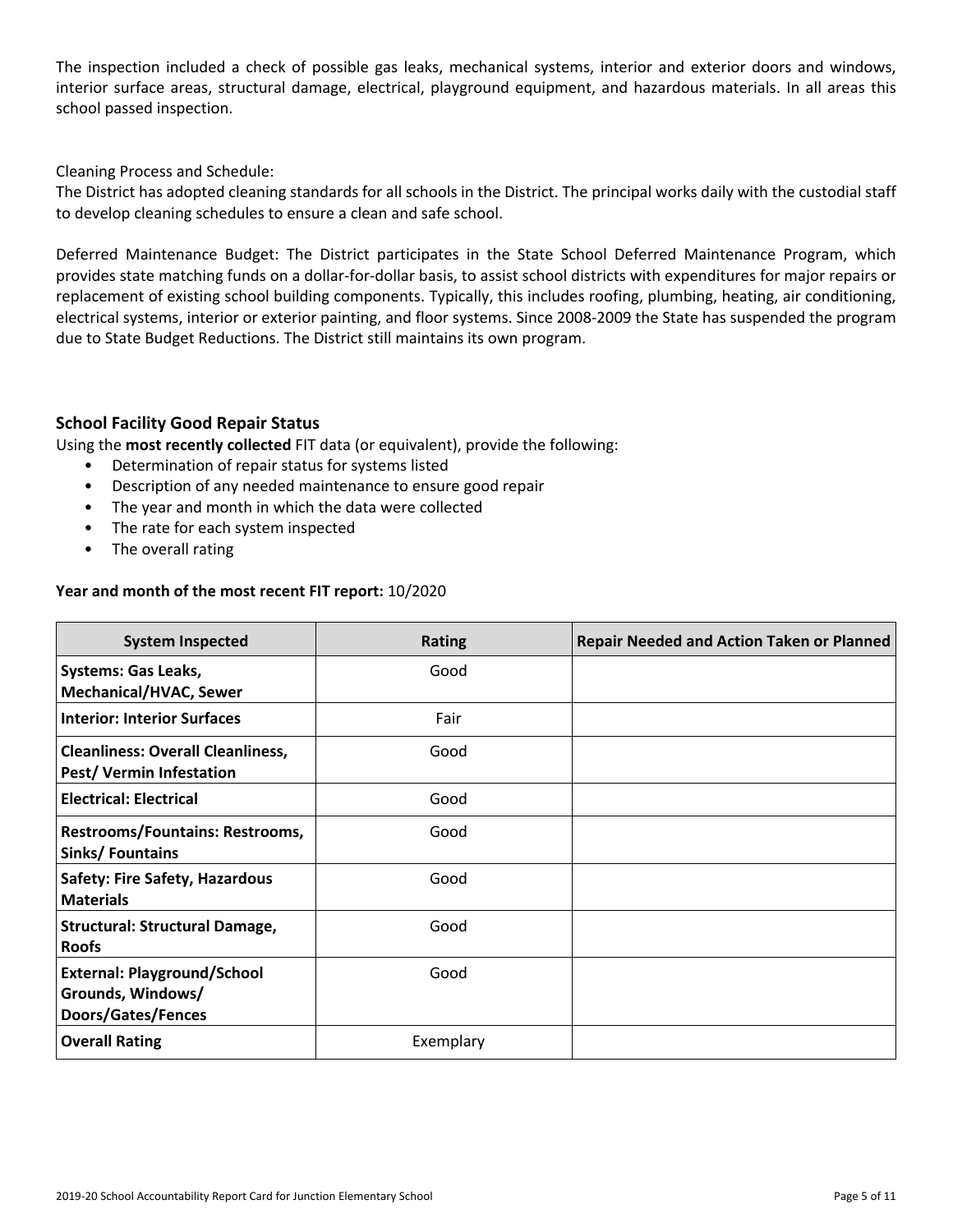The inspection included a check of possible gas leaks, mechanical systems, interior and exterior doors and windows, interior surface areas, structural damage, electrical, playground equipment, and hazardous materials. In all areas this school passed inspection.

Cleaning Process and Schedule:
The District has adopted cleaning standards for all schools in the District. The principal works daily with the custodial staff to develop cleaning schedules to ensure a clean and safe school.

Deferred Maintenance Budget: The District participates in the State School Deferred Maintenance Program, which provides state matching funds on a dollar-for-dollar basis, to assist school districts with expenditures for major repairs or replacement of existing school building components. Typically, this includes roofing, plumbing, heating, air conditioning, electrical systems, interior or exterior painting, and floor systems. Since 2008-2009 the State has suspended the program due to State Budget Reductions. The District still maintains its own program.

### School Facility Good Repair Status

Using the **most recently collected** FIT data (or equivalent), provide the following:

- Determination of repair status for systems listed
- Description of any needed maintenance to ensure good repair
- The year and month in which the data were collected
- The rate for each system inspected
- The overall rating

**Year and month of the most recent FIT report:** 10/2020

| System Inspected | Rating | Repair Needed and Action Taken or Planned |
|---|---|---|
| **Systems: Gas Leaks, Mechanical/HVAC, Sewer** | Good | |
| **Interior: Interior Surfaces** | Fair | |
| **Cleanliness: Overall Cleanliness, Pest/ Vermin Infestation** | Good | |
| **Electrical: Electrical** | Good | |
| **Restrooms/Fountains: Restrooms, Sinks/ Fountains** | Good | |
| **Safety: Fire Safety, Hazardous Materials** | Good | |
| **Structural: Structural Damage, Roofs** | Good | |
| **External: Playground/School Grounds, Windows/ Doors/Gates/Fences** | Good | |
| **Overall Rating** | Exemplary | |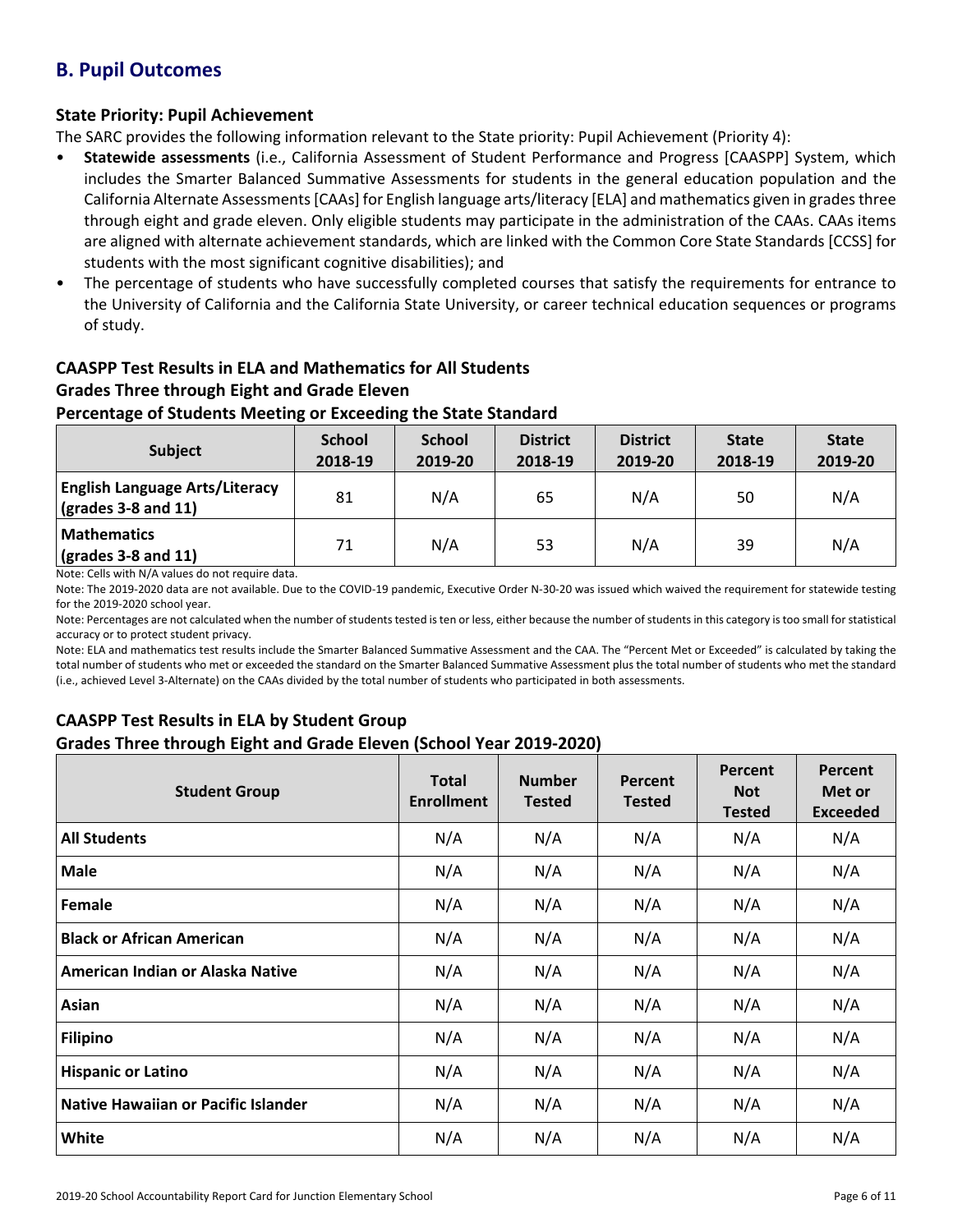## B. Pupil Outcomes

### State Priority: Pupil Achievement

The SARC provides the following information relevant to the State priority: Pupil Achievement (Priority 4):

- **Statewide assessments** (i.e., California Assessment of Student Performance and Progress [CAASPP] System, which includes the Smarter Balanced Summative Assessments for students in the general education population and the California Alternate Assessments [CAAs] for English language arts/literacy [ELA] and mathematics given in grades three through eight and grade eleven. Only eligible students may participate in the administration of the CAAs. CAAs items are aligned with alternate achievement standards, which are linked with the Common Core State Standards [CCSS] for students with the most significant cognitive disabilities); and
- The percentage of students who have successfully completed courses that satisfy the requirements for entrance to the University of California and the California State University, or career technical education sequences or programs of study.

### CAASPP Test Results in ELA and Mathematics for All Students
### Grades Three through Eight and Grade Eleven
### Percentage of Students Meeting or Exceeding the State Standard

| Subject | School 2018-19 | School 2019-20 | District 2018-19 | District 2019-20 | State 2018-19 | State 2019-20 |
|---|---|---|---|---|---|---|
| **English Language Arts/Literacy (grades 3-8 and 11)** | 81 | N/A | 65 | N/A | 50 | N/A |
| **Mathematics (grades 3-8 and 11)** | 71 | N/A | 53 | N/A | 39 | N/A |

Note: Cells with N/A values do not require data.

Note: The 2019-2020 data are not available. Due to the COVID-19 pandemic, Executive Order N-30-20 was issued which waived the requirement for statewide testing for the 2019-2020 school year.

Note: Percentages are not calculated when the number of students tested is ten or less, either because the number of students in this category is too small for statistical accuracy or to protect student privacy.

Note: ELA and mathematics test results include the Smarter Balanced Summative Assessment and the CAA. The "Percent Met or Exceeded" is calculated by taking the total number of students who met or exceeded the standard on the Smarter Balanced Summative Assessment plus the total number of students who met the standard (i.e., achieved Level 3-Alternate) on the CAAs divided by the total number of students who participated in both assessments.

### CAASPP Test Results in ELA by Student Group
### Grades Three through Eight and Grade Eleven (School Year 2019-2020)

| Student Group | Total Enrollment | Number Tested | Percent Tested | Percent Not Tested | Percent Met or Exceeded |
|---|---|---|---|---|---|
| **All Students** | N/A | N/A | N/A | N/A | N/A |
| **Male** | N/A | N/A | N/A | N/A | N/A |
| **Female** | N/A | N/A | N/A | N/A | N/A |
| **Black or African American** | N/A | N/A | N/A | N/A | N/A |
| **American Indian or Alaska Native** | N/A | N/A | N/A | N/A | N/A |
| **Asian** | N/A | N/A | N/A | N/A | N/A |
| **Filipino** | N/A | N/A | N/A | N/A | N/A |
| **Hispanic or Latino** | N/A | N/A | N/A | N/A | N/A |
| **Native Hawaiian or Pacific Islander** | N/A | N/A | N/A | N/A | N/A |
| **White** | N/A | N/A | N/A | N/A | N/A |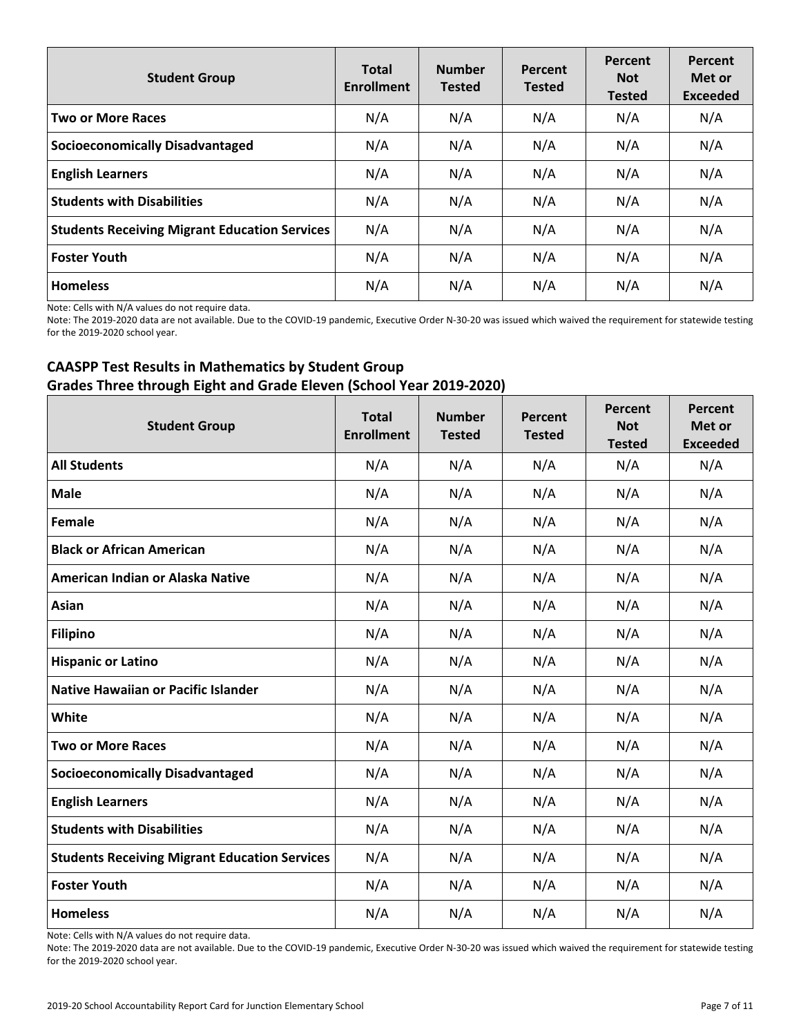| Student Group | Total Enrollment | Number Tested | Percent Tested | Percent Not Tested | Percent Met or Exceeded |
|---|---|---|---|---|---|
| **Two or More Races** | N/A | N/A | N/A | N/A | N/A |
| **Socioeconomically Disadvantaged** | N/A | N/A | N/A | N/A | N/A |
| **English Learners** | N/A | N/A | N/A | N/A | N/A |
| **Students with Disabilities** | N/A | N/A | N/A | N/A | N/A |
| **Students Receiving Migrant Education Services** | N/A | N/A | N/A | N/A | N/A |
| **Foster Youth** | N/A | N/A | N/A | N/A | N/A |
| **Homeless** | N/A | N/A | N/A | N/A | N/A |

Note: Cells with N/A values do not require data.

Note: The 2019-2020 data are not available. Due to the COVID-19 pandemic, Executive Order N-30-20 was issued which waived the requirement for statewide testing for the 2019-2020 school year.

## CAASPP Test Results in Mathematics by Student Group
## Grades Three through Eight and Grade Eleven (School Year 2019-2020)

| Student Group | Total Enrollment | Number Tested | Percent Tested | Percent Not Tested | Percent Met or Exceeded |
|---|---|---|---|---|---|
| **All Students** | N/A | N/A | N/A | N/A | N/A |
| **Male** | N/A | N/A | N/A | N/A | N/A |
| **Female** | N/A | N/A | N/A | N/A | N/A |
| **Black or African American** | N/A | N/A | N/A | N/A | N/A |
| **American Indian or Alaska Native** | N/A | N/A | N/A | N/A | N/A |
| **Asian** | N/A | N/A | N/A | N/A | N/A |
| **Filipino** | N/A | N/A | N/A | N/A | N/A |
| **Hispanic or Latino** | N/A | N/A | N/A | N/A | N/A |
| **Native Hawaiian or Pacific Islander** | N/A | N/A | N/A | N/A | N/A |
| **White** | N/A | N/A | N/A | N/A | N/A |
| **Two or More Races** | N/A | N/A | N/A | N/A | N/A |
| **Socioeconomically Disadvantaged** | N/A | N/A | N/A | N/A | N/A |
| **English Learners** | N/A | N/A | N/A | N/A | N/A |
| **Students with Disabilities** | N/A | N/A | N/A | N/A | N/A |
| **Students Receiving Migrant Education Services** | N/A | N/A | N/A | N/A | N/A |
| **Foster Youth** | N/A | N/A | N/A | N/A | N/A |
| **Homeless** | N/A | N/A | N/A | N/A | N/A |

Note: Cells with N/A values do not require data.

Note: The 2019-2020 data are not available. Due to the COVID-19 pandemic, Executive Order N-30-20 was issued which waived the requirement for statewide testing for the 2019-2020 school year.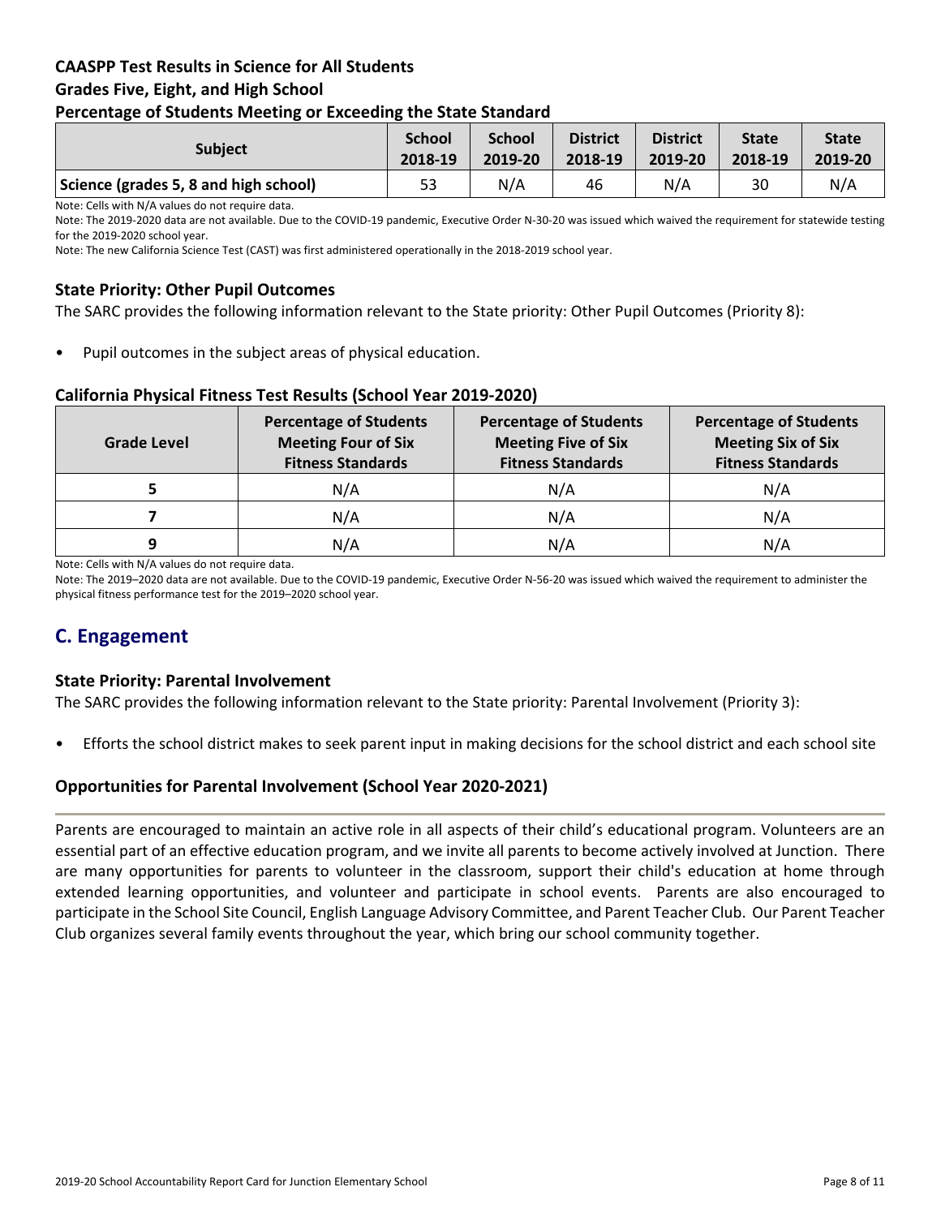### CAASPP Test Results in Science for All Students

### Grades Five, Eight, and High School

### Percentage of Students Meeting or Exceeding the State Standard

| Subject | School 2018-19 | School 2019-20 | District 2018-19 | District 2019-20 | State 2018-19 | State 2019-20 |
|---|---|---|---|---|---|---|
| Science (grades 5, 8 and high school) | 53 | N/A | 46 | N/A | 30 | N/A |

Note: Cells with N/A values do not require data.

Note: The 2019-2020 data are not available. Due to the COVID-19 pandemic, Executive Order N-30-20 was issued which waived the requirement for statewide testing for the 2019-2020 school year.

Note: The new California Science Test (CAST) was first administered operationally in the 2018-2019 school year.

### State Priority: Other Pupil Outcomes

The SARC provides the following information relevant to the State priority: Other Pupil Outcomes (Priority 8):

- Pupil outcomes in the subject areas of physical education.

### California Physical Fitness Test Results (School Year 2019-2020)

| Grade Level | Percentage of Students Meeting Four of Six Fitness Standards | Percentage of Students Meeting Five of Six Fitness Standards | Percentage of Students Meeting Six of Six Fitness Standards |
|---|---|---|---|
| 5 | N/A | N/A | N/A |
| 7 | N/A | N/A | N/A |
| 9 | N/A | N/A | N/A |

Note: Cells with N/A values do not require data.

Note: The 2019–2020 data are not available. Due to the COVID-19 pandemic, Executive Order N-56-20 was issued which waived the requirement to administer the physical fitness performance test for the 2019–2020 school year.

## C. Engagement

### State Priority: Parental Involvement

The SARC provides the following information relevant to the State priority: Parental Involvement (Priority 3):

- Efforts the school district makes to seek parent input in making decisions for the school district and each school site

### Opportunities for Parental Involvement (School Year 2020-2021)

Parents are encouraged to maintain an active role in all aspects of their child's educational program. Volunteers are an essential part of an effective education program, and we invite all parents to become actively involved at Junction. There are many opportunities for parents to volunteer in the classroom, support their child's education at home through extended learning opportunities, and volunteer and participate in school events. Parents are also encouraged to participate in the School Site Council, English Language Advisory Committee, and Parent Teacher Club. Our Parent Teacher Club organizes several family events throughout the year, which bring our school community together.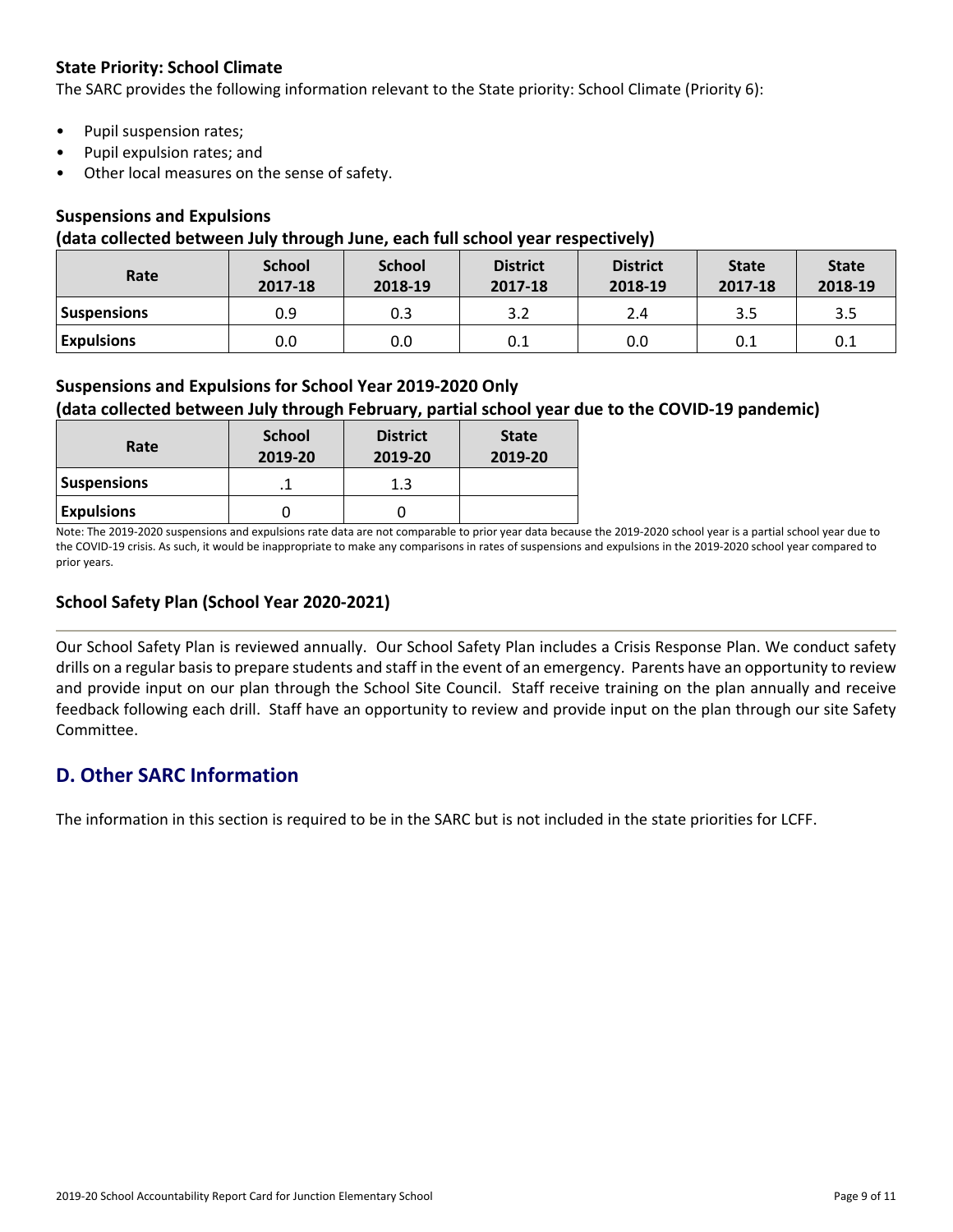### State Priority: School Climate

The SARC provides the following information relevant to the State priority: School Climate (Priority 6):

- Pupil suspension rates;
- Pupil expulsion rates; and
- Other local measures on the sense of safety.

### Suspensions and Expulsions

**(data collected between July through June, each full school year respectively)**

| Rate | School 2017-18 | School 2018-19 | District 2017-18 | District 2018-19 | State 2017-18 | State 2018-19 |
|---|---|---|---|---|---|---|
| **Suspensions** | 0.9 | 0.3 | 3.2 | 2.4 | 3.5 | 3.5 |
| **Expulsions** | 0.0 | 0.0 | 0.1 | 0.0 | 0.1 | 0.1 |

### Suspensions and Expulsions for School Year 2019-2020 Only

**(data collected between July through February, partial school year due to the COVID-19 pandemic)**

| Rate | School 2019-20 | District 2019-20 | State 2019-20 |
|---|---|---|---|
| **Suspensions** | .1 | 1.3 | |
| **Expulsions** | 0 | 0 | |

Note: The 2019-2020 suspensions and expulsions rate data are not comparable to prior year data because the 2019-2020 school year is a partial school year due to the COVID-19 crisis. As such, it would be inappropriate to make any comparisons in rates of suspensions and expulsions in the 2019-2020 school year compared to prior years.

### School Safety Plan (School Year 2020-2021)

Our School Safety Plan is reviewed annually. Our School Safety Plan includes a Crisis Response Plan. We conduct safety drills on a regular basis to prepare students and staff in the event of an emergency. Parents have an opportunity to review and provide input on our plan through the School Site Council. Staff receive training on the plan annually and receive feedback following each drill. Staff have an opportunity to review and provide input on the plan through our site Safety Committee.

## D. Other SARC Information

The information in this section is required to be in the SARC but is not included in the state priorities for LCFF.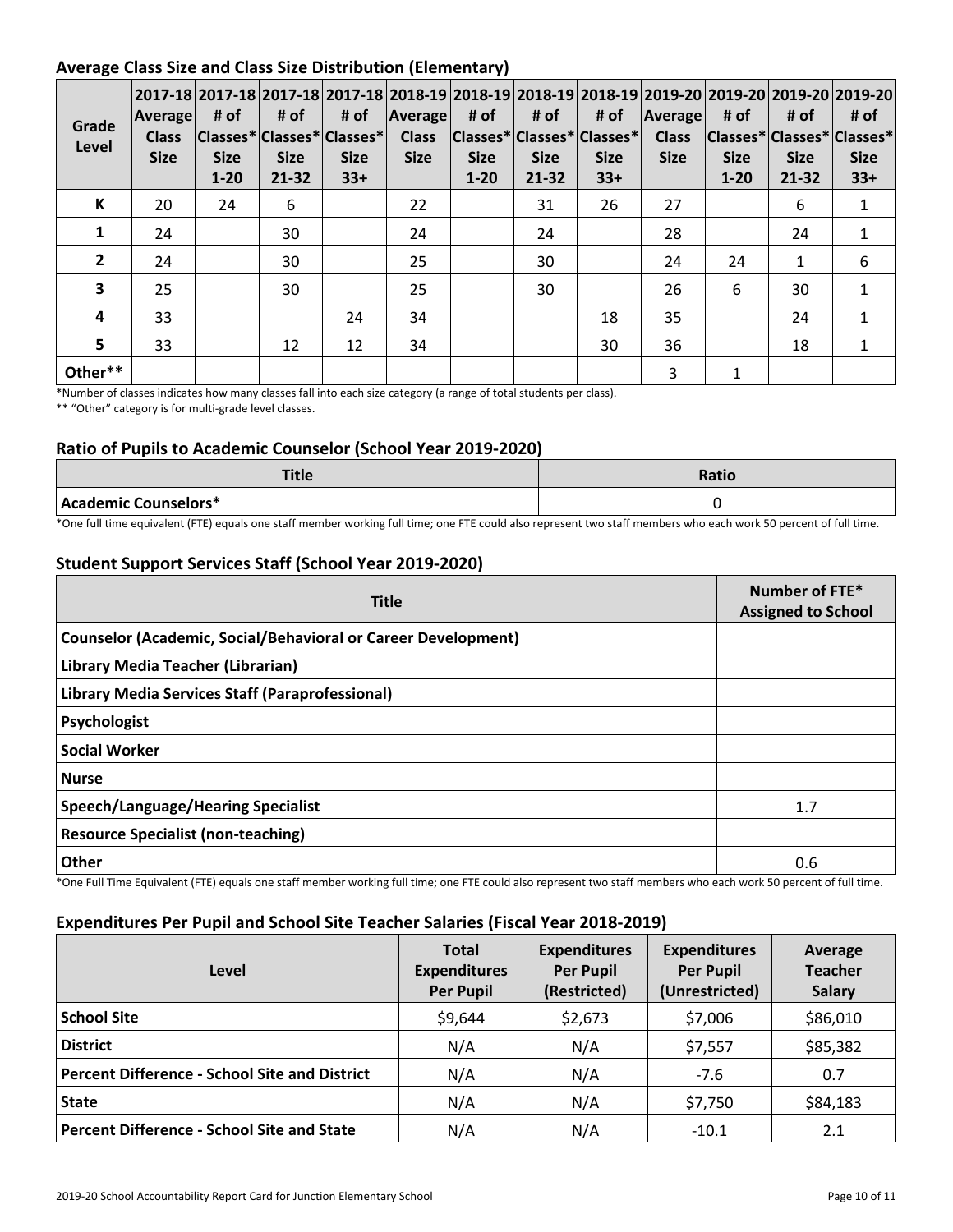## Average Class Size and Class Size Distribution (Elementary)

| Grade Level | 2017-18 Average Class Size | 2017-18 # of Classes* Size 1-20 | 2017-18 # of Classes* Size 21-32 | 2017-18 # of Classes* Size 33+ | 2018-19 Average Class Size | 2018-19 # of Classes* Size 1-20 | 2018-19 # of Classes* Size 21-32 | 2018-19 # of Classes* Size 33+ | 2019-20 Average Class Size | 2019-20 # of Classes* Size 1-20 | 2019-20 # of Classes* Size 21-32 | 2019-20 # of Classes* Size 33+ |
|---|---|---|---|---|---|---|---|---|---|---|---|---|
| K | 20 | 24 | 6 | | 22 | | 31 | 26 | 27 | | 6 | 1 |
| 1 | 24 | | 30 | | 24 | | 24 | | 28 | | 24 | 1 |
| 2 | 24 | | 30 | | 25 | | 30 | | 24 | 24 | 1 | 6 |
| 3 | 25 | | 30 | | 25 | | 30 | | 26 | 6 | 30 | 1 |
| 4 | 33 | | | 24 | 34 | | | 18 | 35 | | 24 | 1 |
| 5 | 33 | | 12 | 12 | 34 | | | 30 | 36 | | 18 | 1 |
| Other** | | | | | | | | | 3 | 1 | | |

*Number of classes indicates how many classes fall into each size category (a range of total students per class).

** "Other" category is for multi-grade level classes.

## Ratio of Pupils to Academic Counselor (School Year 2019-2020)

| Title | Ratio |
|---|---|
| Academic Counselors* | 0 |

*One full time equivalent (FTE) equals one staff member working full time; one FTE could also represent two staff members who each work 50 percent of full time.

## Student Support Services Staff (School Year 2019-2020)

| Title | Number of FTE* Assigned to School |
|---|---|
| Counselor (Academic, Social/Behavioral or Career Development) | |
| Library Media Teacher (Librarian) | |
| Library Media Services Staff (Paraprofessional) | |
| Psychologist | |
| Social Worker | |
| Nurse | |
| Speech/Language/Hearing Specialist | 1.7 |
| Resource Specialist (non-teaching) | |
| Other | 0.6 |

*One Full Time Equivalent (FTE) equals one staff member working full time; one FTE could also represent two staff members who each work 50 percent of full time.

## Expenditures Per Pupil and School Site Teacher Salaries (Fiscal Year 2018-2019)

| Level | Total Expenditures Per Pupil | Expenditures Per Pupil (Restricted) | Expenditures Per Pupil (Unrestricted) | Average Teacher Salary |
|---|---|---|---|---|
| School Site | $9,644 | $2,673 | $7,006 | $86,010 |
| District | N/A | N/A | $7,557 | $85,382 |
| Percent Difference - School Site and District | N/A | N/A | -7.6 | 0.7 |
| State | N/A | N/A | $7,750 | $84,183 |
| Percent Difference - School Site and State | N/A | N/A | -10.1 | 2.1 |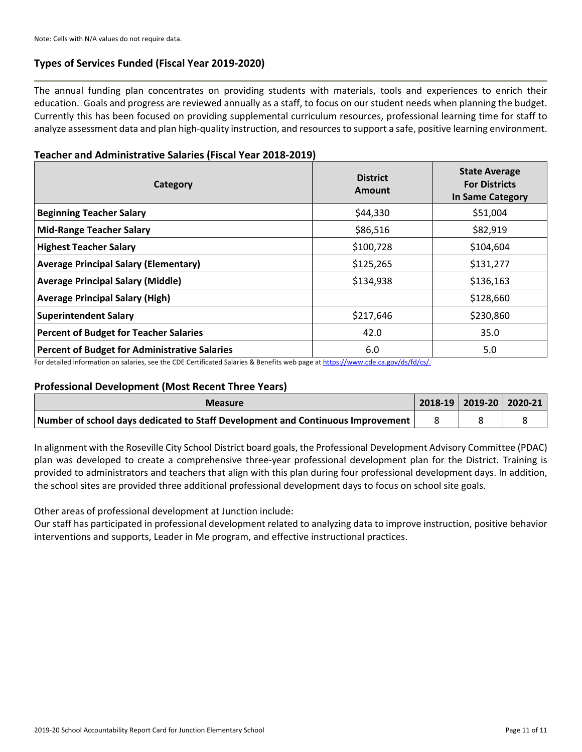Note: Cells with N/A values do not require data.

## Types of Services Funded (Fiscal Year 2019-2020)

The annual funding plan concentrates on providing students with materials, tools and experiences to enrich their education. Goals and progress are reviewed annually as a staff, to focus on our student needs when planning the budget. Currently this has been focused on providing supplemental curriculum resources, professional learning time for staff to analyze assessment data and plan high-quality instruction, and resources to support a safe, positive learning environment.

## Teacher and Administrative Salaries (Fiscal Year 2018-2019)

| Category | District Amount | State Average For Districts In Same Category |
|---|---|---|
| **Beginning Teacher Salary** | $44,330 | $51,004 |
| **Mid-Range Teacher Salary** | $86,516 | $82,919 |
| **Highest Teacher Salary** | $100,728 | $104,604 |
| **Average Principal Salary (Elementary)** | $125,265 | $131,277 |
| **Average Principal Salary (Middle)** | $134,938 | $136,163 |
| **Average Principal Salary (High)** | | $128,660 |
| **Superintendent Salary** | $217,646 | $230,860 |
| **Percent of Budget for Teacher Salaries** | 42.0 | 35.0 |
| **Percent of Budget for Administrative Salaries** | 6.0 | 5.0 |

For detailed information on salaries, see the CDE Certificated Salaries & Benefits web page at https://www.cde.ca.gov/ds/fd/cs/.

## Professional Development (Most Recent Three Years)

| Measure | 2018-19 | 2019-20 | 2020-21 |
|---|---|---|---|
| **Number of school days dedicated to Staff Development and Continuous Improvement** | 8 | 8 | 8 |

In alignment with the Roseville City School District board goals, the Professional Development Advisory Committee (PDAC) plan was developed to create a comprehensive three-year professional development plan for the District. Training is provided to administrators and teachers that align with this plan during four professional development days. In addition, the school sites are provided three additional professional development days to focus on school site goals.

Other areas of professional development at Junction include:
Our staff has participated in professional development related to analyzing data to improve instruction, positive behavior interventions and supports, Leader in Me program, and effective instructional practices.